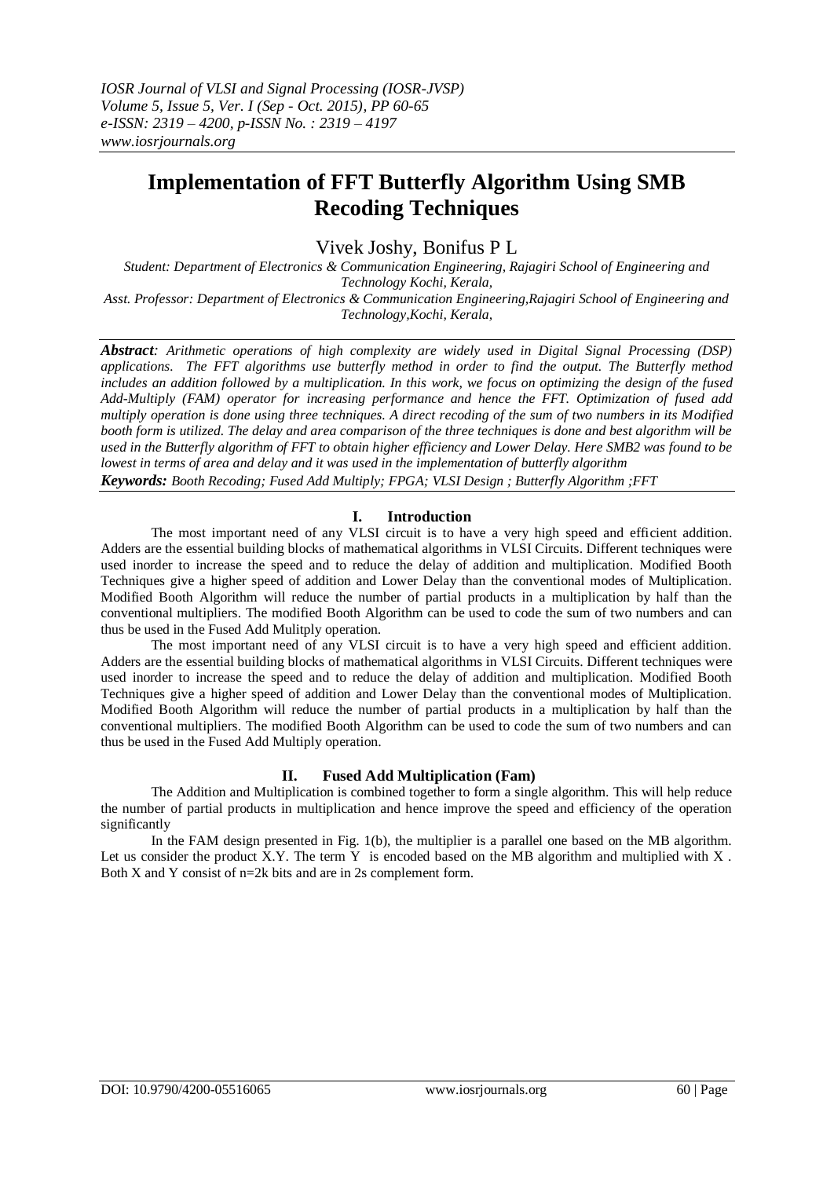# Implementation of FFT Butterfly Algorithm Using SMB Recoding Techniques

Vivek Joshy, Bonifus P L

*Student: Department of Electronics & Communication Engineering, Rajagiri School of Engineering and Technology Kochi, Kerala,*
*Asst. Professor: Department of Electronics & Communication Engineering,Rajagiri School of Engineering and Technology,Kochi, Kerala,*

***Abstract****: Arithmetic operations of high complexity are widely used in Digital Signal Processing (DSP) applications. The FFT algorithms use butterfly method in order to find the output. The Butterfly method includes an addition followed by a multiplication. In this work, we focus on optimizing the design of the fused Add-Multiply (FAM) operator for increasing performance and hence the FFT. Optimization of fused add multiply operation is done using three techniques. A direct recoding of the sum of two numbers in its Modified booth form is utilized. The delay and area comparison of the three techniques is done and best algorithm will be used in the Butterfly algorithm of FFT to obtain higher efficiency and Lower Delay. Here SMB2 was found to be lowest in terms of area and delay and it was used in the implementation of butterfly algorithm*

***Keywords:*** *Booth Recoding; Fused Add Multiply; FPGA; VLSI Design ; Butterfly Algorithm ;FFT*

## I. Introduction

The most important need of any VLSI circuit is to have a very high speed and efficient addition. Adders are the essential building blocks of mathematical algorithms in VLSI Circuits. Different techniques were used inorder to increase the speed and to reduce the delay of addition and multiplication. Modified Booth Techniques give a higher speed of addition and Lower Delay than the conventional modes of Multiplication. Modified Booth Algorithm will reduce the number of partial products in a multiplication by half than the conventional multipliers. The modified Booth Algorithm can be used to code the sum of two numbers and can thus be used in the Fused Add Mulitply operation.

The most important need of any VLSI circuit is to have a very high speed and efficient addition. Adders are the essential building blocks of mathematical algorithms in VLSI Circuits. Different techniques were used inorder to increase the speed and to reduce the delay of addition and multiplication. Modified Booth Techniques give a higher speed of addition and Lower Delay than the conventional modes of Multiplication. Modified Booth Algorithm will reduce the number of partial products in a multiplication by half than the conventional multipliers. The modified Booth Algorithm can be used to code the sum of two numbers and can thus be used in the Fused Add Multiply operation.

## II. Fused Add Multiplication (Fam)

The Addition and Multiplication is combined together to form a single algorithm. This will help reduce the number of partial products in multiplication and hence improve the speed and efficiency of the operation significantly

In the FAM design presented in Fig. 1(b), the multiplier is a parallel one based on the MB algorithm. Let us consider the product X.Y. The term Y is encoded based on the MB algorithm and multiplied with X . Both X and Y consist of $n=2k$ bits and are in 2s complement form.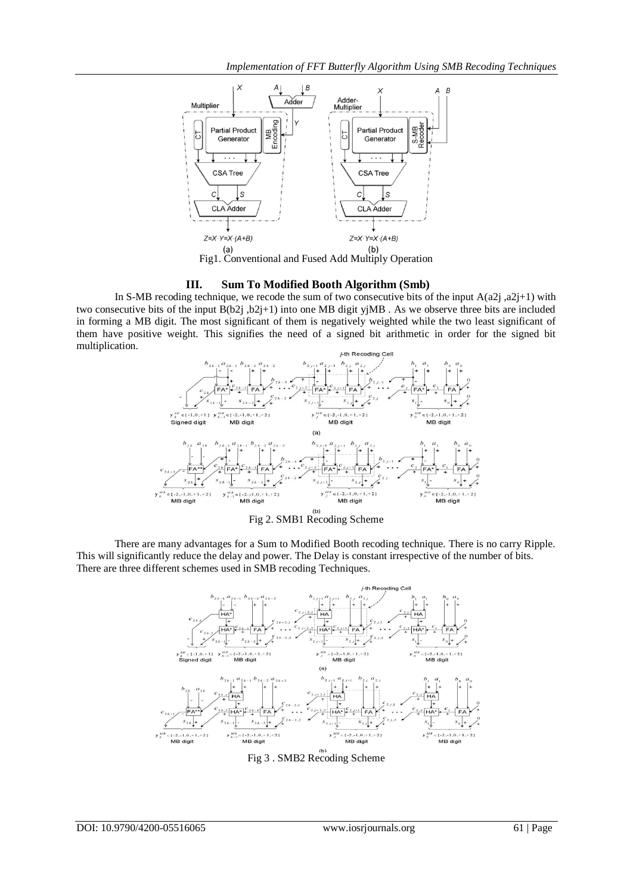Fig1. Conventional and Fused Add Multiply Operation

## III. Sum To Modified Booth Algorithm (Smb)

In S-MB recoding technique, we recode the sum of two consecutive bits of the input A(a2j ,a2j+1) with two consecutive bits of the input B(b2j ,b2j+1) into one MB digit yjMB . As we observe three bits are included in forming a MB digit. The most significant of them is negatively weighted while the two least significant of them have positive weight. This signifies the need of a signed bit arithmetic in order for the signed bit multiplication.

Fig 2. SMB1 Recoding Scheme

There are many advantages for a Sum to Modified Booth recoding technique. There is no carry Ripple. This will significantly reduce the delay and power. The Delay is constant irrespective of the number of bits. There are three different schemes used in SMB recoding Techniques.

Fig 3 . SMB2 Recoding Scheme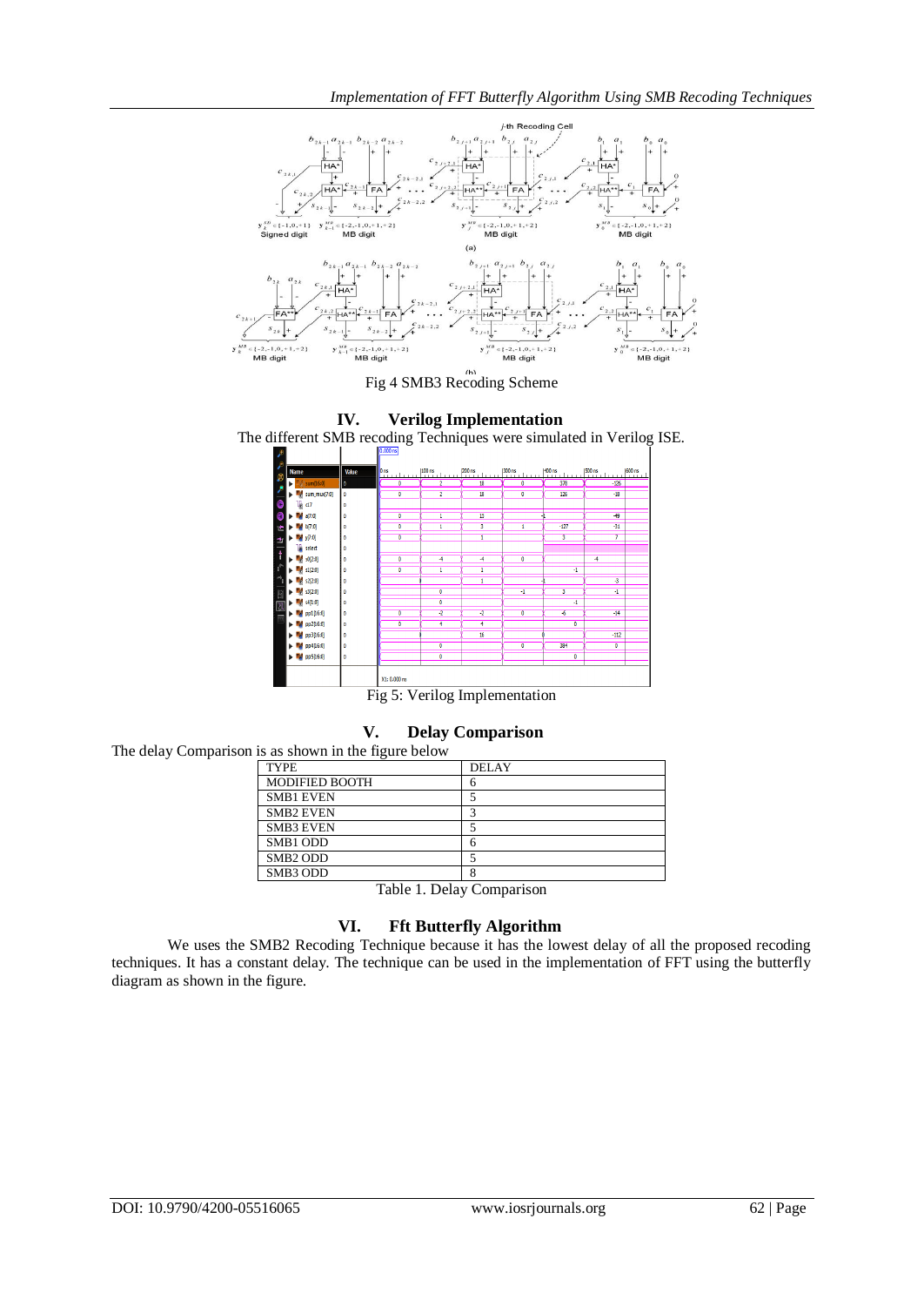Fig 4 SMB3 Recoding Scheme

## IV. Verilog Implementation

The different SMB recoding Techniques were simulated in Verilog ISE.

Fig 5: Verilog Implementation

## V. Delay Comparison

The delay Comparison is as shown in the figure below

| TYPE | DELAY |
|---|---|
| MODIFIED BOOTH | 6 |
| SMB1 EVEN | 5 |
| SMB2 EVEN | 3 |
| SMB3 EVEN | 5 |
| SMB1 ODD | 6 |
| SMB2 ODD | 5 |
| SMB3 ODD | 8 |

Table 1. Delay Comparison

## VI. Fft Butterfly Algorithm

We uses the SMB2 Recoding Technique because it has the lowest delay of all the proposed recoding techniques. It has a constant delay. The technique can be used in the implementation of FFT using the butterfly diagram as shown in the figure.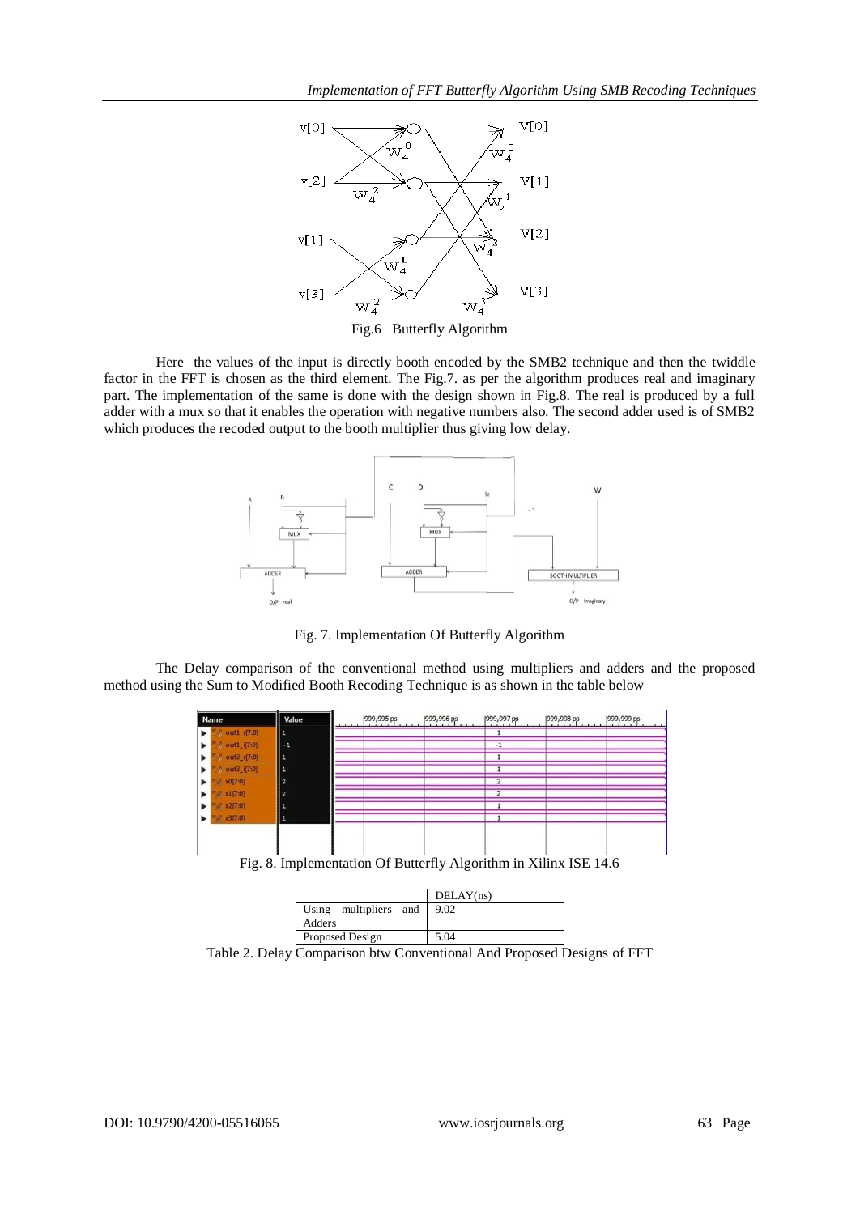Fig.6 Butterfly Algorithm

Here the values of the input is directly booth encoded by the SMB2 technique and then the twiddle factor in the FFT is chosen as the third element. The Fig.7. as per the algorithm produces real and imaginary part. The implementation of the same is done with the design shown in Fig.8. The real is produced by a full adder with a mux so that it enables the operation with negative numbers also. The second adder used is of SMB2 which produces the recoded output to the booth multiplier thus giving low delay.

Fig. 7. Implementation Of Butterfly Algorithm

The Delay comparison of the conventional method using multipliers and adders and the proposed method using the Sum to Modified Booth Recoding Technique is as shown in the table below

Fig. 8. Implementation Of Butterfly Algorithm in Xilinx ISE 14.6

| | DELAY(ns) |
|---|---|
| Using multipliers and Adders | 9.02 |
| Proposed Design | 5.04 |

Table 2. Delay Comparison btw Conventional And Proposed Designs of FFT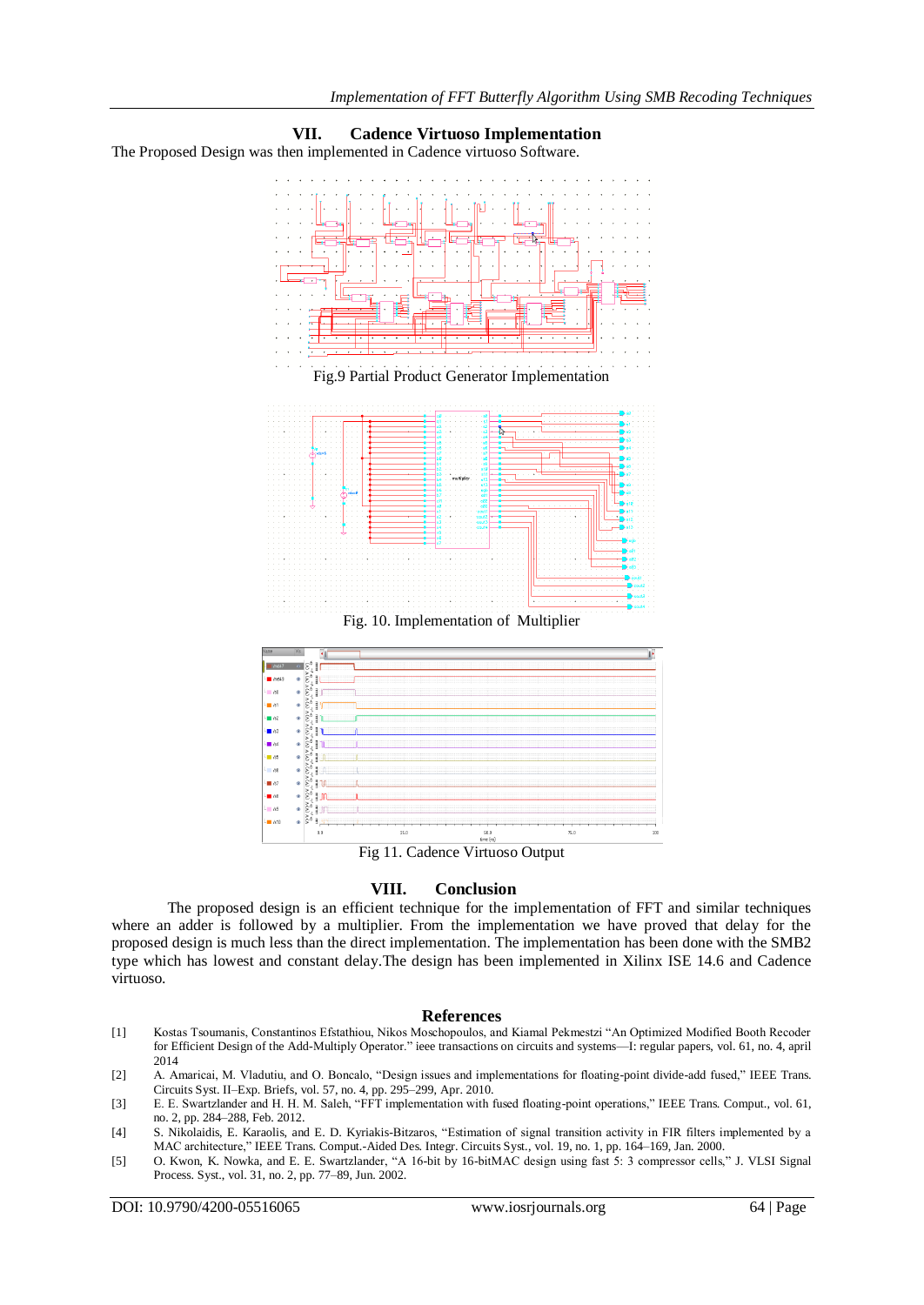## VII. Cadence Virtuoso Implementation

The Proposed Design was then implemented in Cadence virtuoso Software.

Fig.9 Partial Product Generator Implementation

Fig. 10. Implementation of Multiplier

Fig 11. Cadence Virtuoso Output

## VIII. Conclusion

The proposed design is an efficient technique for the implementation of FFT and similar techniques where an adder is followed by a multiplier. From the implementation we have proved that delay for the proposed design is much less than the direct implementation. The implementation has been done with the SMB2 type which has lowest and constant delay.The design has been implemented in Xilinx ISE 14.6 and Cadence virtuoso.

## References

[1] Kostas Tsoumanis, Constantinos Efstathiou, Nikos Moschopoulos, and Kiamal Pekmestzi "An Optimized Modified Booth Recoder for Efficient Design of the Add-Multiply Operator." ieee transactions on circuits and systems—I: regular papers, vol. 61, no. 4, april 2014

[2] A. Amaricai, M. Vladutiu, and O. Boncalo, "Design issues and implementations for floating-point divide-add fused," IEEE Trans. Circuits Syst. II–Exp. Briefs, vol. 57, no. 4, pp. 295–299, Apr. 2010.

[3] E. E. Swartzlander and H. H. M. Saleh, "FFT implementation with fused floating-point operations," IEEE Trans. Comput., vol. 61, no. 2, pp. 284–288, Feb. 2012.

[4] S. Nikolaidis, E. Karaolis, and E. D. Kyriakis-Bitzaros, "Estimation of signal transition activity in FIR filters implemented by a MAC architecture," IEEE Trans. Comput.-Aided Des. Integr. Circuits Syst., vol. 19, no. 1, pp. 164–169, Jan. 2000.

[5] O. Kwon, K. Nowka, and E. E. Swartzlander, "A 16-bit by 16-bitMAC design using fast 5: 3 compressor cells," J. VLSI Signal Process. Syst., vol. 31, no. 2, pp. 77–89, Jun. 2002.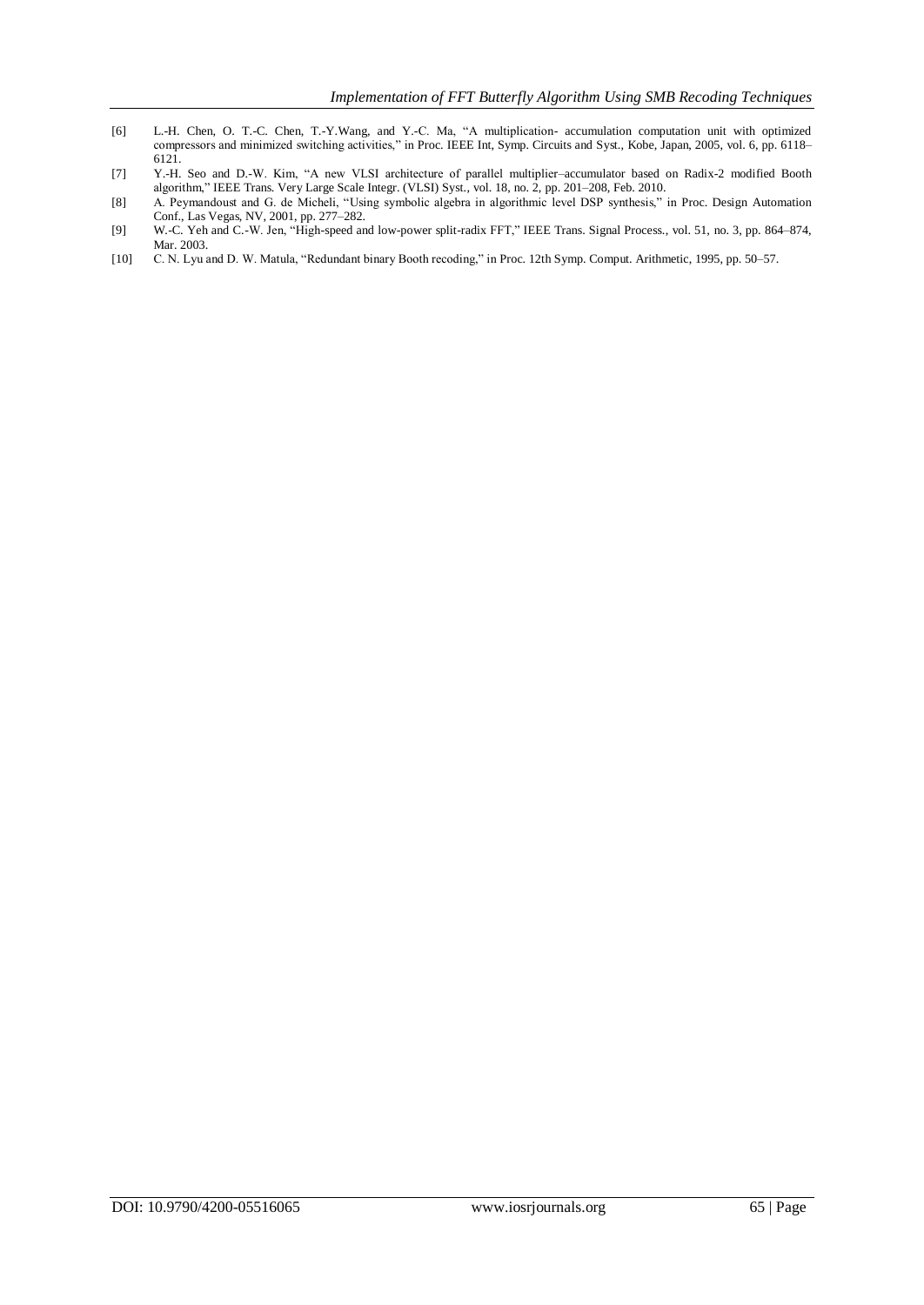[6] L.-H. Chen, O. T.-C. Chen, T.-Y.Wang, and Y.-C. Ma, "A multiplication- accumulation computation unit with optimized compressors and minimized switching activities," in Proc. IEEE Int, Symp. Circuits and Syst., Kobe, Japan, 2005, vol. 6, pp. 6118–6121.

[7] Y.-H. Seo and D.-W. Kim, "A new VLSI architecture of parallel multiplier–accumulator based on Radix-2 modified Booth algorithm," IEEE Trans. Very Large Scale Integr. (VLSI) Syst., vol. 18, no. 2, pp. 201–208, Feb. 2010.

[8] A. Peymandoust and G. de Micheli, "Using symbolic algebra in algorithmic level DSP synthesis," in Proc. Design Automation Conf., Las Vegas, NV, 2001, pp. 277–282.

[9] W.-C. Yeh and C.-W. Jen, "High-speed and low-power split-radix FFT," IEEE Trans. Signal Process., vol. 51, no. 3, pp. 864–874, Mar. 2003.

[10] C. N. Lyu and D. W. Matula, "Redundant binary Booth recoding," in Proc. 12th Symp. Comput. Arithmetic, 1995, pp. 50–57.